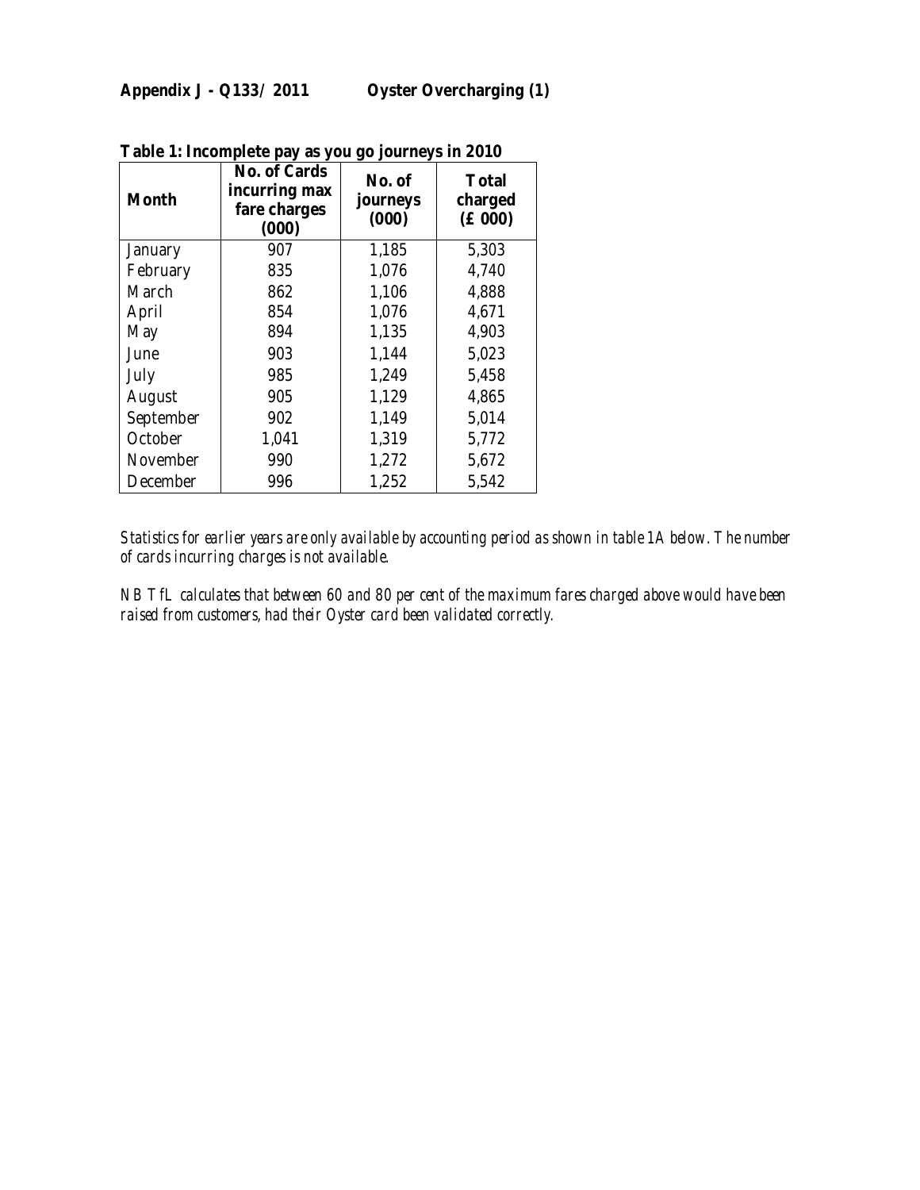**Appendix J - Q133/ 2011 Oyster Overcharging (1)**

**Table 1: Incomplete pay as you go journeys in 2010**

| Month | No. of Cards incurring max fare charges (000) | No. of journeys (000) | Total charged (£ 000) |
|---|---|---|---|
| January | 907 | 1,185 | 5,303 |
| February | 835 | 1,076 | 4,740 |
| March | 862 | 1,106 | 4,888 |
| April | 854 | 1,076 | 4,671 |
| May | 894 | 1,135 | 4,903 |
| June | 903 | 1,144 | 5,023 |
| July | 985 | 1,249 | 5,458 |
| August | 905 | 1,129 | 4,865 |
| September | 902 | 1,149 | 5,014 |
| October | 1,041 | 1,319 | 5,772 |
| November | 990 | 1,272 | 5,672 |
| December | 996 | 1,252 | 5,542 |

*Statistics for earlier years are only available by accounting period as shown in table 1A below. The number of cards incurring charges is not available.*

*NB TfL calculates that between 60 and 80 per cent of the maximum fares charged above would have been raised from customers, had their Oyster card been validated correctly.*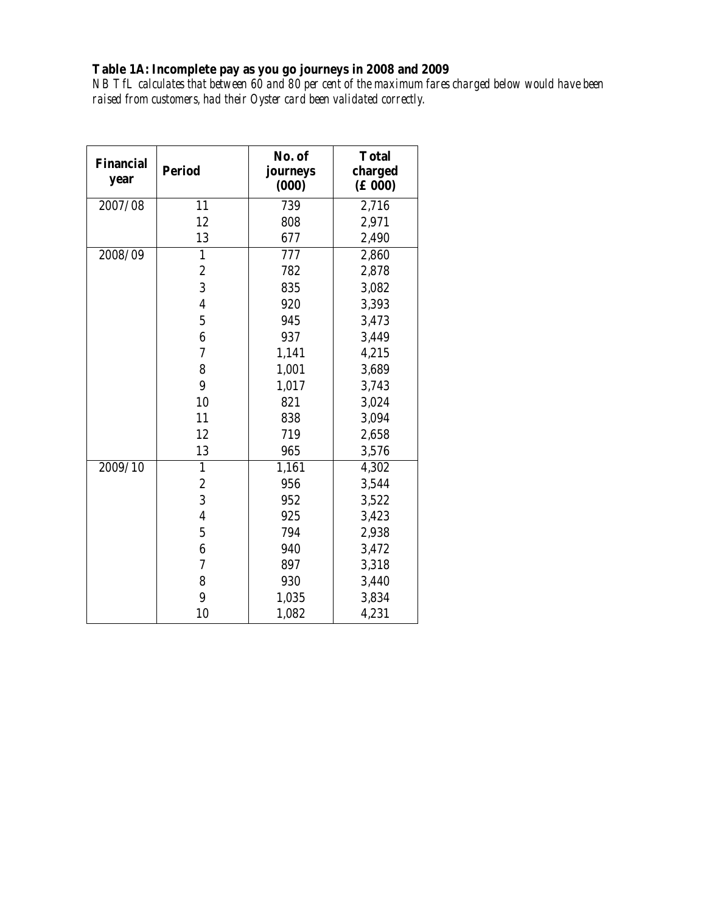**Table 1A: Incomplete pay as you go journeys in 2008 and 2009**

*NB TfL calculates that between 60 and 80 per cent of the maximum fares charged below would have been raised from customers, had their Oyster card been validated correctly.*

| Financial year | Period | No. of journeys (000) | Total charged (£ 000) |
|---|---|---|---|
| 2007/08 | 11 | 739 | 2,716 |
| | 12 | 808 | 2,971 |
| | 13 | 677 | 2,490 |
| 2008/09 | 1 | 777 | 2,860 |
| | 2 | 782 | 2,878 |
| | 3 | 835 | 3,082 |
| | 4 | 920 | 3,393 |
| | 5 | 945 | 3,473 |
| | 6 | 937 | 3,449 |
| | 7 | 1,141 | 4,215 |
| | 8 | 1,001 | 3,689 |
| | 9 | 1,017 | 3,743 |
| | 10 | 821 | 3,024 |
| | 11 | 838 | 3,094 |
| | 12 | 719 | 2,658 |
| | 13 | 965 | 3,576 |
| 2009/10 | 1 | 1,161 | 4,302 |
| | 2 | 956 | 3,544 |
| | 3 | 952 | 3,522 |
| | 4 | 925 | 3,423 |
| | 5 | 794 | 2,938 |
| | 6 | 940 | 3,472 |
| | 7 | 897 | 3,318 |
| | 8 | 930 | 3,440 |
| | 9 | 1,035 | 3,834 |
| | 10 | 1,082 | 4,231 |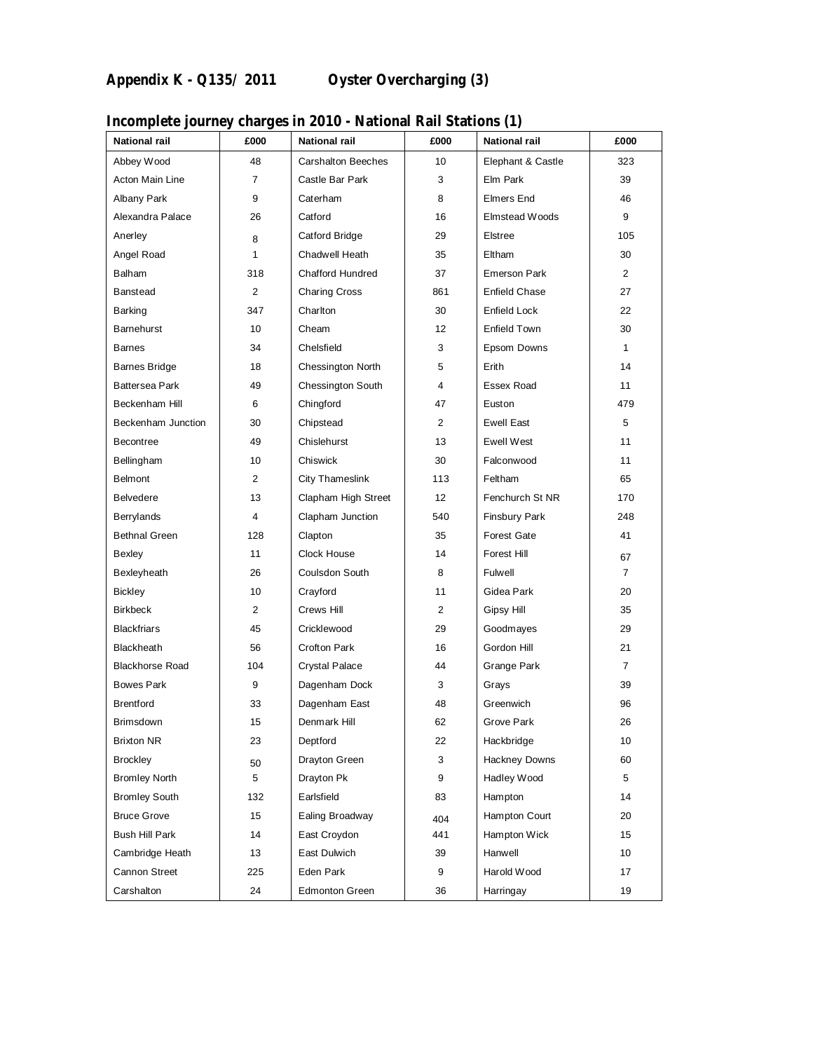**Appendix K - Q135/ 2011 Oyster Overcharging (3)**

**Incomplete journey charges in 2010 - National Rail Stations (1)**

| National rail | £000 | National rail | £000 | National rail | £000 |
|---|---|---|---|---|---|
| Abbey Wood | 48 | Carshalton Beeches | 10 | Elephant & Castle | 323 |
| Acton Main Line | 7 | Castle Bar Park | 3 | Elm Park | 39 |
| Albany Park | 9 | Caterham | 8 | Elmers End | 46 |
| Alexandra Palace | 26 | Catford | 16 | Elmstead Woods | 9 |
| Anerley | 8 | Catford Bridge | 29 | Elstree | 105 |
| Angel Road | 1 | Chadwell Heath | 35 | Eltham | 30 |
| Balham | 318 | Chafford Hundred | 37 | Emerson Park | 2 |
| Banstead | 2 | Charing Cross | 861 | Enfield Chase | 27 |
| Barking | 347 | Charlton | 30 | Enfield Lock | 22 |
| Barnehurst | 10 | Cheam | 12 | Enfield Town | 30 |
| Barnes | 34 | Chelsfield | 3 | Epsom Downs | 1 |
| Barnes Bridge | 18 | Chessington North | 5 | Erith | 14 |
| Battersea Park | 49 | Chessington South | 4 | Essex Road | 11 |
| Beckenham Hill | 6 | Chingford | 47 | Euston | 479 |
| Beckenham Junction | 30 | Chipstead | 2 | Ewell East | 5 |
| Becontree | 49 | Chislehurst | 13 | Ewell West | 11 |
| Bellingham | 10 | Chiswick | 30 | Falconwood | 11 |
| Belmont | 2 | City Thameslink | 113 | Feltham | 65 |
| Belvedere | 13 | Clapham High Street | 12 | Fenchurch St NR | 170 |
| Berrylands | 4 | Clapham Junction | 540 | Finsbury Park | 248 |
| Bethnal Green | 128 | Clapton | 35 | Forest Gate | 41 |
| Bexley | 11 | Clock House | 14 | Forest Hill | 67 |
| Bexleyheath | 26 | Coulsdon South | 8 | Fulwell | 7 |
| Bickley | 10 | Crayford | 11 | Gidea Park | 20 |
| Birkbeck | 2 | Crews Hill | 2 | Gipsy Hill | 35 |
| Blackfriars | 45 | Cricklewood | 29 | Goodmayes | 29 |
| Blackheath | 56 | Crofton Park | 16 | Gordon Hill | 21 |
| Blackhorse Road | 104 | Crystal Palace | 44 | Grange Park | 7 |
| Bowes Park | 9 | Dagenham Dock | 3 | Grays | 39 |
| Brentford | 33 | Dagenham East | 48 | Greenwich | 96 |
| Brimsdown | 15 | Denmark Hill | 62 | Grove Park | 26 |
| Brixton NR | 23 | Deptford | 22 | Hackbridge | 10 |
| Brockley | 50 | Drayton Green | 3 | Hackney Downs | 60 |
| Bromley North | 5 | Drayton Pk | 9 | Hadley Wood | 5 |
| Bromley South | 132 | Earlsfield | 83 | Hampton | 14 |
| Bruce Grove | 15 | Ealing Broadway | 404 | Hampton Court | 20 |
| Bush Hill Park | 14 | East Croydon | 441 | Hampton Wick | 15 |
| Cambridge Heath | 13 | East Dulwich | 39 | Hanwell | 10 |
| Cannon Street | 225 | Eden Park | 9 | Harold Wood | 17 |
| Carshalton | 24 | Edmonton Green | 36 | Harringay | 19 |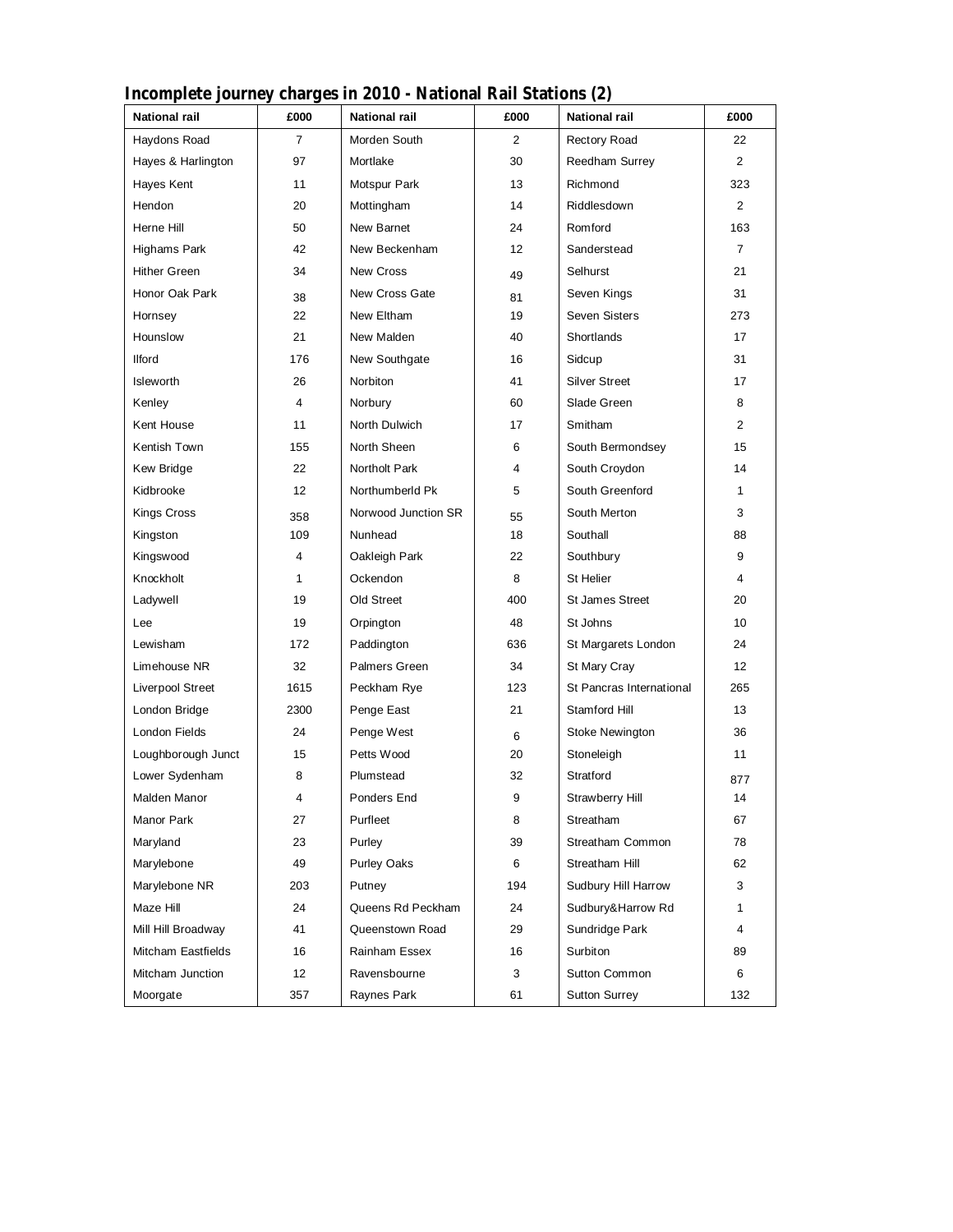## Incomplete journey charges in 2010 - National Rail Stations (2)

| National rail | £000 | National rail | £000 | National rail | £000 |
|---|---|---|---|---|---|
| Haydons Road | 7 | Morden South | 2 | Rectory Road | 22 |
| Hayes & Harlington | 97 | Mortlake | 30 | Reedham Surrey | 2 |
| Hayes Kent | 11 | Motspur Park | 13 | Richmond | 323 |
| Hendon | 20 | Mottingham | 14 | Riddlesdown | 2 |
| Herne Hill | 50 | New Barnet | 24 | Romford | 163 |
| Highams Park | 42 | New Beckenham | 12 | Sanderstead | 7 |
| Hither Green | 34 | New Cross | 49 | Selhurst | 21 |
| Honor Oak Park | 38 | New Cross Gate | 81 | Seven Kings | 31 |
| Hornsey | 22 | New Eltham | 19 | Seven Sisters | 273 |
| Hounslow | 21 | New Malden | 40 | Shortlands | 17 |
| Ilford | 176 | New Southgate | 16 | Sidcup | 31 |
| Isleworth | 26 | Norbiton | 41 | Silver Street | 17 |
| Kenley | 4 | Norbury | 60 | Slade Green | 8 |
| Kent House | 11 | North Dulwich | 17 | Smitham | 2 |
| Kentish Town | 155 | North Sheen | 6 | South Bermondsey | 15 |
| Kew Bridge | 22 | Northolt Park | 4 | South Croydon | 14 |
| Kidbrooke | 12 | Northumberld Pk | 5 | South Greenford | 1 |
| Kings Cross | 358 | Norwood Junction SR | 55 | South Merton | 3 |
| Kingston | 109 | Nunhead | 18 | Southall | 88 |
| Kingswood | 4 | Oakleigh Park | 22 | Southbury | 9 |
| Knockholt | 1 | Ockendon | 8 | St Helier | 4 |
| Ladywell | 19 | Old Street | 400 | St James Street | 20 |
| Lee | 19 | Orpington | 48 | St Johns | 10 |
| Lewisham | 172 | Paddington | 636 | St Margarets London | 24 |
| Limehouse NR | 32 | Palmers Green | 34 | St Mary Cray | 12 |
| Liverpool Street | 1615 | Peckham Rye | 123 | St Pancras International | 265 |
| London Bridge | 2300 | Penge East | 21 | Stamford Hill | 13 |
| London Fields | 24 | Penge West | 6 | Stoke Newington | 36 |
| Loughborough Junct | 15 | Petts Wood | 20 | Stoneleigh | 11 |
| Lower Sydenham | 8 | Plumstead | 32 | Stratford | 877 |
| Malden Manor | 4 | Ponders End | 9 | Strawberry Hill | 14 |
| Manor Park | 27 | Purfleet | 8 | Streatham | 67 |
| Maryland | 23 | Purley | 39 | Streatham Common | 78 |
| Marylebone | 49 | Purley Oaks | 6 | Streatham Hill | 62 |
| Marylebone NR | 203 | Putney | 194 | Sudbury Hill Harrow | 3 |
| Maze Hill | 24 | Queens Rd Peckham | 24 | Sudbury&Harrow Rd | 1 |
| Mill Hill Broadway | 41 | Queenstown Road | 29 | Sundridge Park | 4 |
| Mitcham Eastfields | 16 | Rainham Essex | 16 | Surbiton | 89 |
| Mitcham Junction | 12 | Ravensbourne | 3 | Sutton Common | 6 |
| Moorgate | 357 | Raynes Park | 61 | Sutton Surrey | 132 |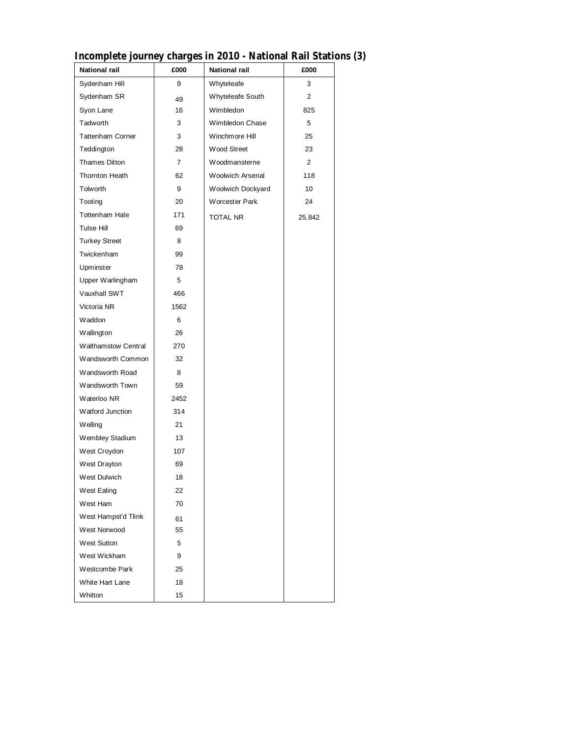## Incomplete journey charges in 2010 - National Rail Stations (3)

| National rail | £000 | National rail | £000 |
|---|---|---|---|
| Sydenham Hill | 9 | Whyteleafe | 3 |
| Sydenham SR | 49 | Whyteleafe South | 2 |
| Syon Lane | 16 | Wimbledon | 825 |
| Tadworth | 3 | Wimbledon Chase | 5 |
| Tattenham Corner | 3 | Winchmore Hill | 25 |
| Teddington | 28 | Wood Street | 23 |
| Thames Ditton | 7 | Woodmansterne | 2 |
| Thornton Heath | 62 | Woolwich Arsenal | 118 |
| Tolworth | 9 | Woolwich Dockyard | 10 |
| Tooting | 20 | Worcester Park | 24 |
| Tottenham Hale | 171 | TOTAL NR | 25,842 |
| Tulse Hill | 69 | | |
| Turkey Street | 8 | | |
| Twickenham | 99 | | |
| Upminster | 78 | | |
| Upper Warlingham | 5 | | |
| Vauxhall SWT | 466 | | |
| Victoria NR | 1562 | | |
| Waddon | 6 | | |
| Wallington | 26 | | |
| Walthamstow Central | 270 | | |
| Wandsworth Common | 32 | | |
| Wandsworth Road | 8 | | |
| Wandsworth Town | 59 | | |
| Waterloo NR | 2452 | | |
| Watford Junction | 314 | | |
| Welling | 21 | | |
| Wembley Stadium | 13 | | |
| West Croydon | 107 | | |
| West Drayton | 69 | | |
| West Dulwich | 18 | | |
| West Ealing | 22 | | |
| West Ham | 70 | | |
| West Hampst'd Tlink | 61 | | |
| West Norwood | 55 | | |
| West Sutton | 5 | | |
| West Wickham | 9 | | |
| Westcombe Park | 25 | | |
| White Hart Lane | 18 | | |
| Whitton | 15 | | |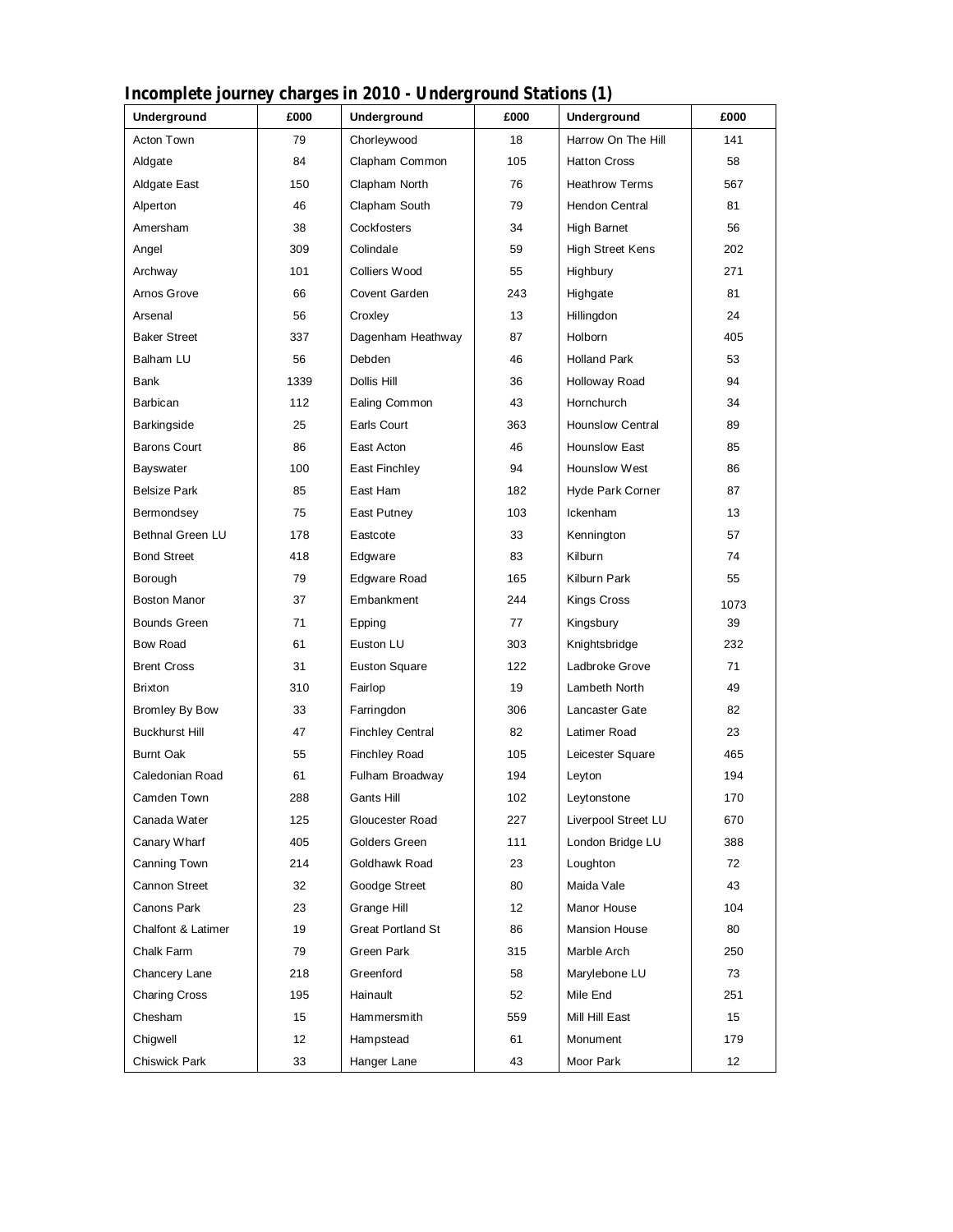## Incomplete journey charges in 2010 - Underground Stations (1)

| Underground | £000 | Underground | £000 | Underground | £000 |
|---|---|---|---|---|---|
| Acton Town | 79 | Chorleywood | 18 | Harrow On The Hill | 141 |
| Aldgate | 84 | Clapham Common | 105 | Hatton Cross | 58 |
| Aldgate East | 150 | Clapham North | 76 | Heathrow Terms | 567 |
| Alperton | 46 | Clapham South | 79 | Hendon Central | 81 |
| Amersham | 38 | Cockfosters | 34 | High Barnet | 56 |
| Angel | 309 | Colindale | 59 | High Street Kens | 202 |
| Archway | 101 | Colliers Wood | 55 | Highbury | 271 |
| Arnos Grove | 66 | Covent Garden | 243 | Highgate | 81 |
| Arsenal | 56 | Croxley | 13 | Hillingdon | 24 |
| Baker Street | 337 | Dagenham Heathway | 87 | Holborn | 405 |
| Balham LU | 56 | Debden | 46 | Holland Park | 53 |
| Bank | 1339 | Dollis Hill | 36 | Holloway Road | 94 |
| Barbican | 112 | Ealing Common | 43 | Hornchurch | 34 |
| Barkingside | 25 | Earls Court | 363 | Hounslow Central | 89 |
| Barons Court | 86 | East Acton | 46 | Hounslow East | 85 |
| Bayswater | 100 | East Finchley | 94 | Hounslow West | 86 |
| Belsize Park | 85 | East Ham | 182 | Hyde Park Corner | 87 |
| Bermondsey | 75 | East Putney | 103 | Ickenham | 13 |
| Bethnal Green LU | 178 | Eastcote | 33 | Kennington | 57 |
| Bond Street | 418 | Edgware | 83 | Kilburn | 74 |
| Borough | 79 | Edgware Road | 165 | Kilburn Park | 55 |
| Boston Manor | 37 | Embankment | 244 | Kings Cross | 1073 |
| Bounds Green | 71 | Epping | 77 | Kingsbury | 39 |
| Bow Road | 61 | Euston LU | 303 | Knightsbridge | 232 |
| Brent Cross | 31 | Euston Square | 122 | Ladbroke Grove | 71 |
| Brixton | 310 | Fairlop | 19 | Lambeth North | 49 |
| Bromley By Bow | 33 | Farringdon | 306 | Lancaster Gate | 82 |
| Buckhurst Hill | 47 | Finchley Central | 82 | Latimer Road | 23 |
| Burnt Oak | 55 | Finchley Road | 105 | Leicester Square | 465 |
| Caledonian Road | 61 | Fulham Broadway | 194 | Leyton | 194 |
| Camden Town | 288 | Gants Hill | 102 | Leytonstone | 170 |
| Canada Water | 125 | Gloucester Road | 227 | Liverpool Street LU | 670 |
| Canary Wharf | 405 | Golders Green | 111 | London Bridge LU | 388 |
| Canning Town | 214 | Goldhawk Road | 23 | Loughton | 72 |
| Cannon Street | 32 | Goodge Street | 80 | Maida Vale | 43 |
| Canons Park | 23 | Grange Hill | 12 | Manor House | 104 |
| Chalfont & Latimer | 19 | Great Portland St | 86 | Mansion House | 80 |
| Chalk Farm | 79 | Green Park | 315 | Marble Arch | 250 |
| Chancery Lane | 218 | Greenford | 58 | Marylebone LU | 73 |
| Charing Cross | 195 | Hainault | 52 | Mile End | 251 |
| Chesham | 15 | Hammersmith | 559 | Mill Hill East | 15 |
| Chigwell | 12 | Hampstead | 61 | Monument | 179 |
| Chiswick Park | 33 | Hanger Lane | 43 | Moor Park | 12 |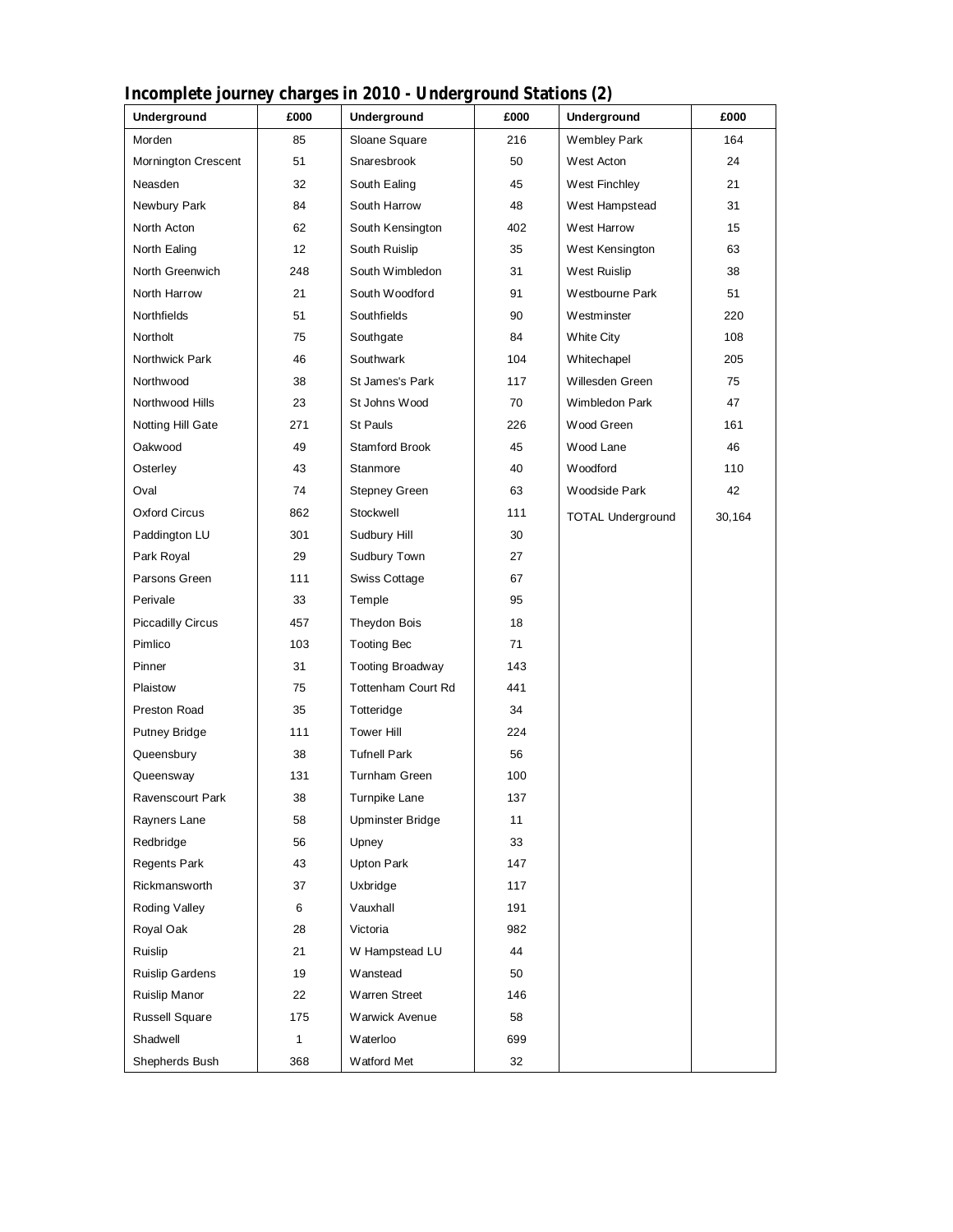## Incomplete journey charges in 2010 - Underground Stations (2)

| Underground | £000 | Underground | £000 | Underground | £000 |
|---|---|---|---|---|---|
| Morden | 85 | Sloane Square | 216 | Wembley Park | 164 |
| Mornington Crescent | 51 | Snaresbrook | 50 | West Acton | 24 |
| Neasden | 32 | South Ealing | 45 | West Finchley | 21 |
| Newbury Park | 84 | South Harrow | 48 | West Hampstead | 31 |
| North Acton | 62 | South Kensington | 402 | West Harrow | 15 |
| North Ealing | 12 | South Ruislip | 35 | West Kensington | 63 |
| North Greenwich | 248 | South Wimbledon | 31 | West Ruislip | 38 |
| North Harrow | 21 | South Woodford | 91 | Westbourne Park | 51 |
| Northfields | 51 | Southfields | 90 | Westminster | 220 |
| Northolt | 75 | Southgate | 84 | White City | 108 |
| Northwick Park | 46 | Southwark | 104 | Whitechapel | 205 |
| Northwood | 38 | St James's Park | 117 | Willesden Green | 75 |
| Northwood Hills | 23 | St Johns Wood | 70 | Wimbledon Park | 47 |
| Notting Hill Gate | 271 | St Pauls | 226 | Wood Green | 161 |
| Oakwood | 49 | Stamford Brook | 45 | Wood Lane | 46 |
| Osterley | 43 | Stanmore | 40 | Woodford | 110 |
| Oval | 74 | Stepney Green | 63 | Woodside Park | 42 |
| Oxford Circus | 862 | Stockwell | 111 | TOTAL Underground | 30,164 |
| Paddington LU | 301 | Sudbury Hill | 30 | | |
| Park Royal | 29 | Sudbury Town | 27 | | |
| Parsons Green | 111 | Swiss Cottage | 67 | | |
| Perivale | 33 | Temple | 95 | | |
| Piccadilly Circus | 457 | Theydon Bois | 18 | | |
| Pimlico | 103 | Tooting Bec | 71 | | |
| Pinner | 31 | Tooting Broadway | 143 | | |
| Plaistow | 75 | Tottenham Court Rd | 441 | | |
| Preston Road | 35 | Totteridge | 34 | | |
| Putney Bridge | 111 | Tower Hill | 224 | | |
| Queensbury | 38 | Tufnell Park | 56 | | |
| Queensway | 131 | Turnham Green | 100 | | |
| Ravenscourt Park | 38 | Turnpike Lane | 137 | | |
| Rayners Lane | 58 | Upminster Bridge | 11 | | |
| Redbridge | 56 | Upney | 33 | | |
| Regents Park | 43 | Upton Park | 147 | | |
| Rickmansworth | 37 | Uxbridge | 117 | | |
| Roding Valley | 6 | Vauxhall | 191 | | |
| Royal Oak | 28 | Victoria | 982 | | |
| Ruislip | 21 | W Hampstead LU | 44 | | |
| Ruislip Gardens | 19 | Wanstead | 50 | | |
| Ruislip Manor | 22 | Warren Street | 146 | | |
| Russell Square | 175 | Warwick Avenue | 58 | | |
| Shadwell | 1 | Waterloo | 699 | | |
| Shepherds Bush | 368 | Watford Met | 32 | | |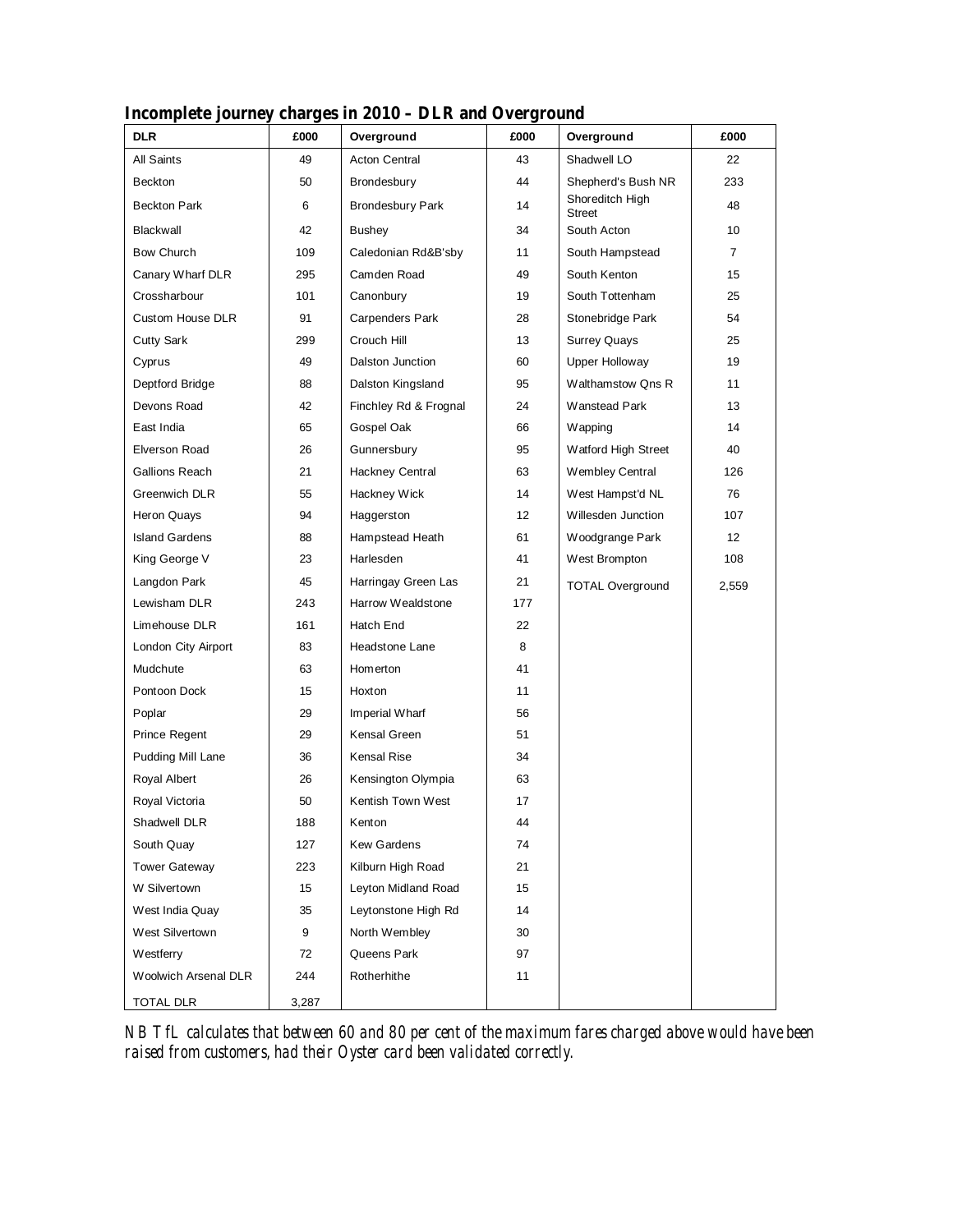**Incomplete journey charges in 2010 – DLR and Overground**

| DLR | £000 | Overground | £000 | Overground | £000 |
|---|---|---|---|---|---|
| All Saints | 49 | Acton Central | 43 | Shadwell LO | 22 |
| Beckton | 50 | Brondesbury | 44 | Shepherd's Bush NR | 233 |
| Beckton Park | 6 | Brondesbury Park | 14 | Shoreditch High Street | 48 |
| Blackwall | 42 | Bushey | 34 | South Acton | 10 |
| Bow Church | 109 | Caledonian Rd&B'sby | 11 | South Hampstead | 7 |
| Canary Wharf DLR | 295 | Camden Road | 49 | South Kenton | 15 |
| Crossharbour | 101 | Canonbury | 19 | South Tottenham | 25 |
| Custom House DLR | 91 | Carpenders Park | 28 | Stonebridge Park | 54 |
| Cutty Sark | 299 | Crouch Hill | 13 | Surrey Quays | 25 |
| Cyprus | 49 | Dalston Junction | 60 | Upper Holloway | 19 |
| Deptford Bridge | 88 | Dalston Kingsland | 95 | Walthamstow Qns R | 11 |
| Devons Road | 42 | Finchley Rd & Frognal | 24 | Wanstead Park | 13 |
| East India | 65 | Gospel Oak | 66 | Wapping | 14 |
| Elverson Road | 26 | Gunnersbury | 95 | Watford High Street | 40 |
| Gallions Reach | 21 | Hackney Central | 63 | Wembley Central | 126 |
| Greenwich DLR | 55 | Hackney Wick | 14 | West Hampst'd NL | 76 |
| Heron Quays | 94 | Haggerston | 12 | Willesden Junction | 107 |
| Island Gardens | 88 | Hampstead Heath | 61 | Woodgrange Park | 12 |
| King George V | 23 | Harlesden | 41 | West Brompton | 108 |
| Langdon Park | 45 | Harringay Green Las | 21 | TOTAL Overground | 2,559 |
| Lewisham DLR | 243 | Harrow Wealdstone | 177 | | |
| Limehouse DLR | 161 | Hatch End | 22 | | |
| London City Airport | 83 | Headstone Lane | 8 | | |
| Mudchute | 63 | Homerton | 41 | | |
| Pontoon Dock | 15 | Hoxton | 11 | | |
| Poplar | 29 | Imperial Wharf | 56 | | |
| Prince Regent | 29 | Kensal Green | 51 | | |
| Pudding Mill Lane | 36 | Kensal Rise | 34 | | |
| Royal Albert | 26 | Kensington Olympia | 63 | | |
| Royal Victoria | 50 | Kentish Town West | 17 | | |
| Shadwell DLR | 188 | Kenton | 44 | | |
| South Quay | 127 | Kew Gardens | 74 | | |
| Tower Gateway | 223 | Kilburn High Road | 21 | | |
| W Silvertown | 15 | Leyton Midland Road | 15 | | |
| West India Quay | 35 | Leytonstone High Rd | 14 | | |
| West Silvertown | 9 | North Wembley | 30 | | |
| Westferry | 72 | Queens Park | 97 | | |
| Woolwich Arsenal DLR | 244 | Rotherhithe | 11 | | |
| TOTAL DLR | 3,287 | | | | |

*NB TfL calculates that between 60 and 80 per cent of the maximum fares charged above would have been raised from customers, had their Oyster card been validated correctly.*